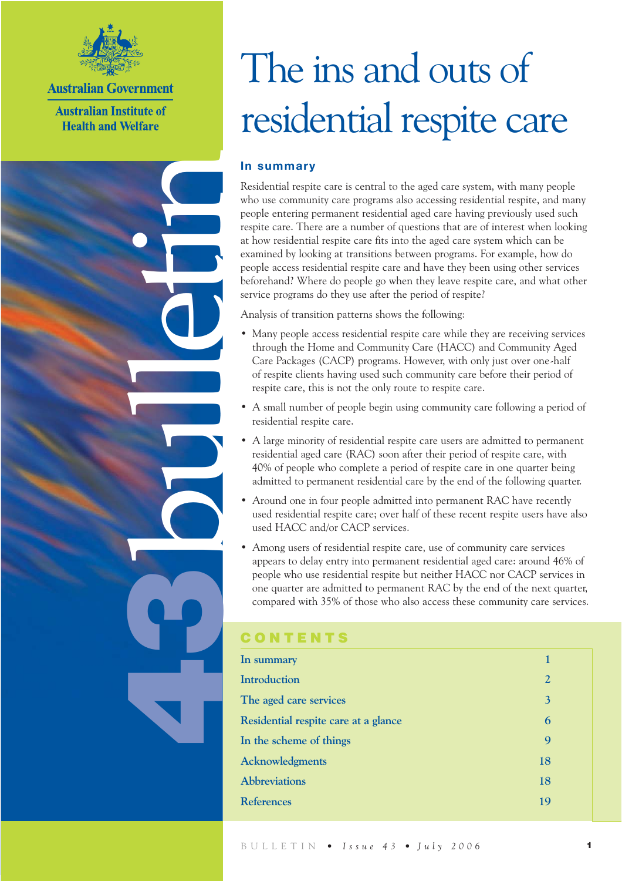Australian Government

Australian Institute of Health and Welfare

bulletin 43

# The ins and outs of residential respite care

## In summary

Residential respite care is central to the aged care system, with many people who use community care programs also accessing residential respite, and many people entering permanent residential aged care having previously used such respite care. There are a number of questions that are of interest when looking at how residential respite care fits into the aged care system which can be examined by looking at transitions between programs. For example, how do people access residential respite care and have they been using other services beforehand? Where do people go when they leave respite care, and what other service programs do they use after the period of respite?

Analysis of transition patterns shows the following:

- Many people access residential respite care while they are receiving services through the Home and Community Care (HACC) and Community Aged Care Packages (CACP) programs. However, with only just over one-half of respite clients having used such community care before their period of respite care, this is not the only route to respite care.
- A small number of people begin using community care following a period of residential respite care.
- A large minority of residential respite care users are admitted to permanent residential aged care (RAC) soon after their period of respite care, with 40% of people who complete a period of respite care in one quarter being admitted to permanent residential care by the end of the following quarter.
- Around one in four people admitted into permanent RAC have recently used residential respite care; over half of these recent respite users have also used HACC and/or CACP services.
- Among users of residential respite care, use of community care services appears to delay entry into permanent residential aged care: around 46% of people who use residential respite but neither HACC nor CACP services in one quarter are admitted to permanent RAC by the end of the next quarter, compared with 35% of those who also access these community care services.

## CONTENTS

| | |
|---|---|
| In summary | 1 |
| Introduction | 2 |
| The aged care services | 3 |
| Residential respite care at a glance | 6 |
| In the scheme of things | 9 |
| Acknowledgments | 18 |
| Abbreviations | 18 |
| References | 19 |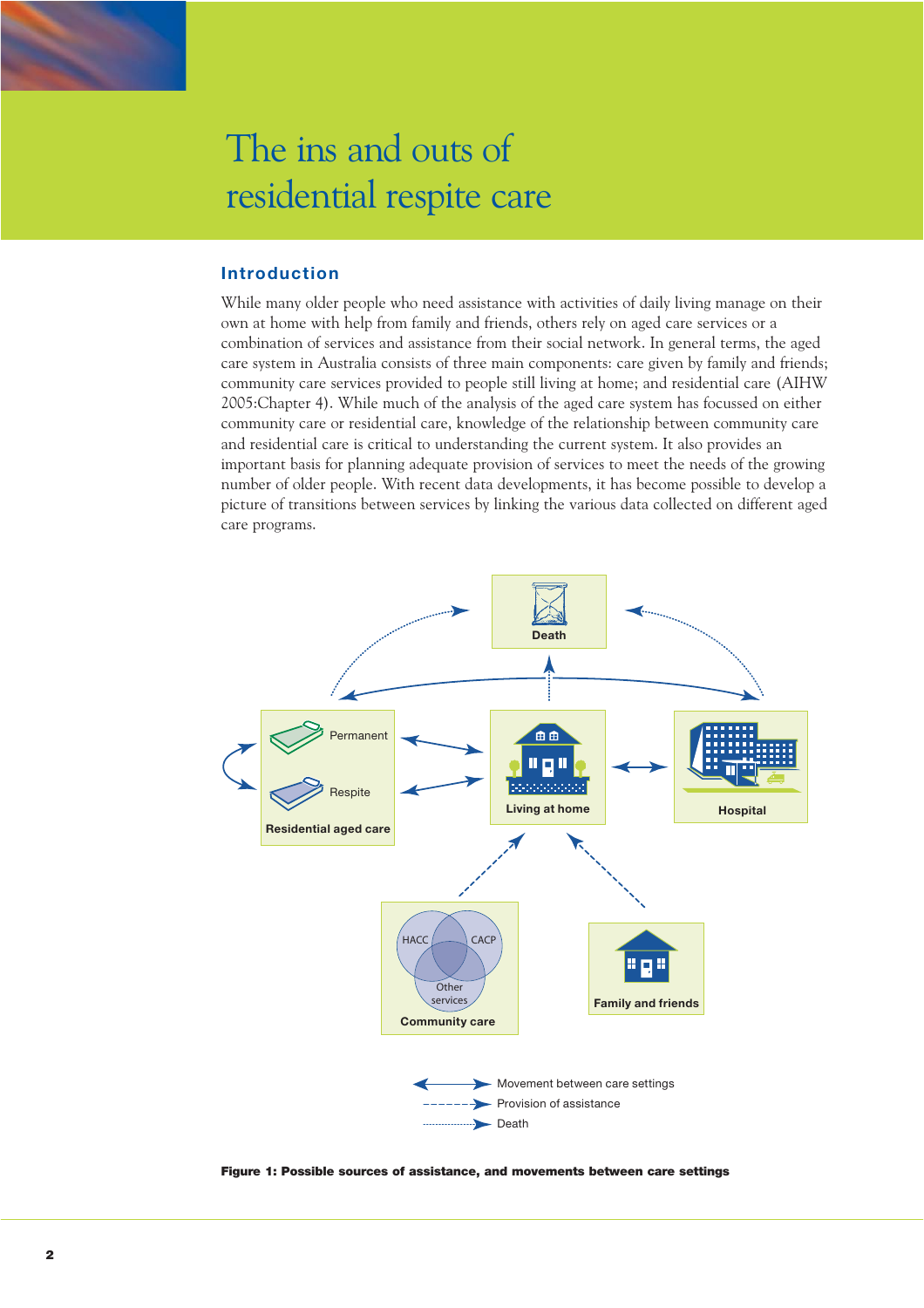# The ins and outs of residential respite care

## Introduction

While many older people who need assistance with activities of daily living manage on their own at home with help from family and friends, others rely on aged care services or a combination of services and assistance from their social network. In general terms, the aged care system in Australia consists of three main components: care given by family and friends; community care services provided to people still living at home; and residential care (AIHW 2005:Chapter 4). While much of the analysis of the aged care system has focussed on either community care or residential care, knowledge of the relationship between community care and residential care is critical to understanding the current system. It also provides an important basis for planning adequate provision of services to meet the needs of the growing number of older people. With recent data developments, it has become possible to develop a picture of transitions between services by linking the various data collected on different aged care programs.

**Figure 1: Possible sources of assistance, and movements between care settings**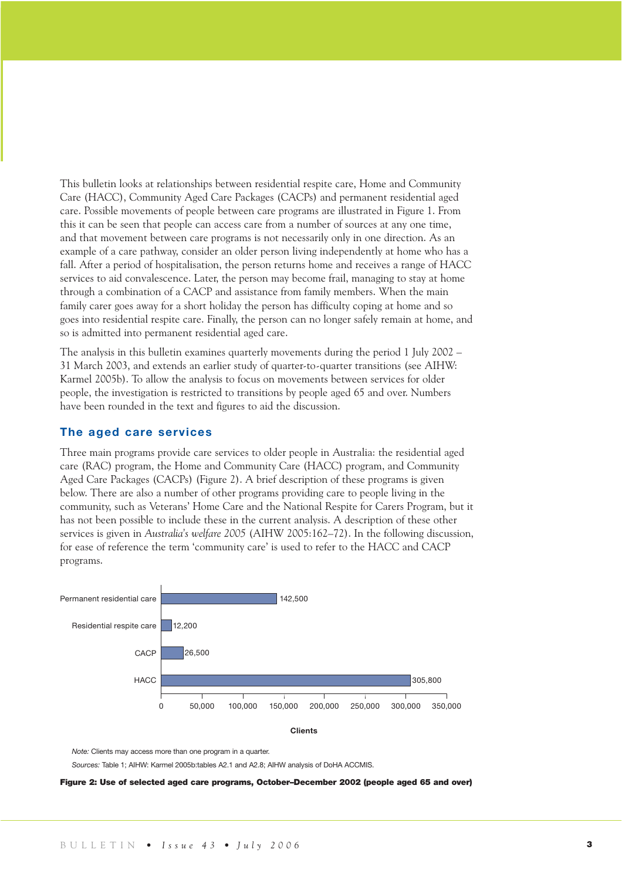This bulletin looks at relationships between residential respite care, Home and Community Care (HACC), Community Aged Care Packages (CACPs) and permanent residential aged care. Possible movements of people between care programs are illustrated in Figure 1. From this it can be seen that people can access care from a number of sources at any one time, and that movement between care programs is not necessarily only in one direction. As an example of a care pathway, consider an older person living independently at home who has a fall. After a period of hospitalisation, the person returns home and receives a range of HACC services to aid convalescence. Later, the person may become frail, managing to stay at home through a combination of a CACP and assistance from family members. When the main family carer goes away for a short holiday the person has difficulty coping at home and so goes into residential respite care. Finally, the person can no longer safely remain at home, and so is admitted into permanent residential aged care.

The analysis in this bulletin examines quarterly movements during the period 1 July 2002 – 31 March 2003, and extends an earlier study of quarter-to-quarter transitions (see AIHW: Karmel 2005b). To allow the analysis to focus on movements between services for older people, the investigation is restricted to transitions by people aged 65 and over. Numbers have been rounded in the text and figures to aid the discussion.

## The aged care services

Three main programs provide care services to older people in Australia: the residential aged care (RAC) program, the Home and Community Care (HACC) program, and Community Aged Care Packages (CACPs) (Figure 2). A brief description of these programs is given below. There are also a number of other programs providing care to people living in the community, such as Veterans' Home Care and the National Respite for Carers Program, but it has not been possible to include these in the current analysis. A description of these other services is given in *Australia's welfare 2005* (AIHW 2005:162–72). In the following discussion, for ease of reference the term 'community care' is used to refer to the HACC and CACP programs.

| Program | Clients |
|---|---|
| Permanent residential care | 142,500 |
| Residential respite care | 12,200 |
| CACP | 26,500 |
| HACC | 305,800 |

*Note:* Clients may access more than one program in a quarter.

*Sources:* Table 1; AIHW: Karmel 2005b:tables A2.1 and A2.8; AIHW analysis of DoHA ACCMIS.

**Figure 2: Use of selected aged care programs, October–December 2002 (people aged 65 and over)**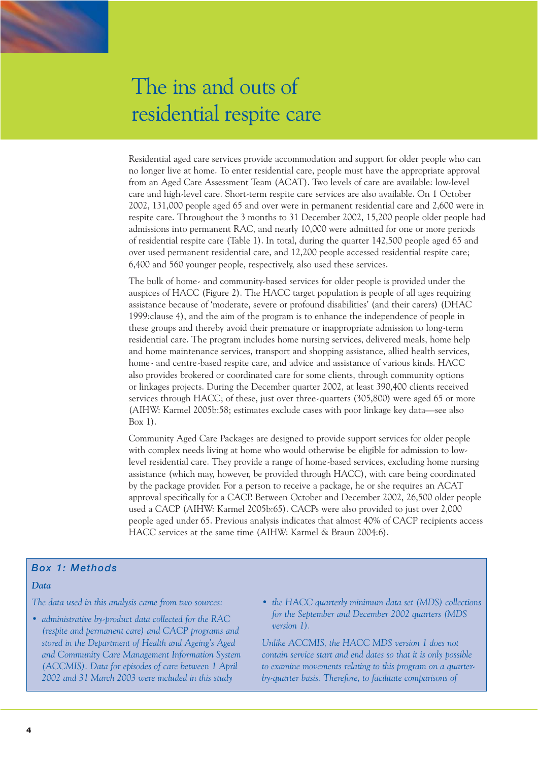# The ins and outs of residential respite care

Residential aged care services provide accommodation and support for older people who can no longer live at home. To enter residential care, people must have the appropriate approval from an Aged Care Assessment Team (ACAT). Two levels of care are available: low-level care and high-level care. Short-term respite care services are also available. On 1 October 2002, 131,000 people aged 65 and over were in permanent residential care and 2,600 were in respite care. Throughout the 3 months to 31 December 2002, 15,200 people older people had admissions into permanent RAC, and nearly 10,000 were admitted for one or more periods of residential respite care (Table 1). In total, during the quarter 142,500 people aged 65 and over used permanent residential care, and 12,200 people accessed residential respite care; 6,400 and 560 younger people, respectively, also used these services.

The bulk of home- and community-based services for older people is provided under the auspices of HACC (Figure 2). The HACC target population is people of all ages requiring assistance because of 'moderate, severe or profound disabilities' (and their carers) (DHAC 1999:clause 4), and the aim of the program is to enhance the independence of people in these groups and thereby avoid their premature or inappropriate admission to long-term residential care. The program includes home nursing services, delivered meals, home help and home maintenance services, transport and shopping assistance, allied health services, home- and centre-based respite care, and advice and assistance of various kinds. HACC also provides brokered or coordinated care for some clients, through community options or linkages projects. During the December quarter 2002, at least 390,400 clients received services through HACC; of these, just over three-quarters (305,800) were aged 65 or more (AIHW: Karmel 2005b:58; estimates exclude cases with poor linkage key data—see also Box 1).

Community Aged Care Packages are designed to provide support services for older people with complex needs living at home who would otherwise be eligible for admission to low-level residential care. They provide a range of home-based services, excluding home nursing assistance (which may, however, be provided through HACC), with care being coordinated by the package provider. For a person to receive a package, he or she requires an ACAT approval specifically for a CACP. Between October and December 2002, 26,500 older people used a CACP (AIHW: Karmel 2005b:65). CACPs were also provided to just over 2,000 people aged under 65. Previous analysis indicates that almost 40% of CACP recipients access HACC services at the same time (AIHW: Karmel & Braun 2004:6).

## Box 1: Methods

### Data

*The data used in this analysis came from two sources:*

- *administrative by-product data collected for the RAC (respite and permanent care) and CACP programs and stored in the Department of Health and Ageing's Aged and Community Care Management Information System (ACCMIS). Data for episodes of care between 1 April 2002 and 31 March 2003 were included in this study*
- *the HACC quarterly minimum data set (MDS) collections for the September and December 2002 quarters (MDS version 1).*

*Unlike ACCMIS, the HACC MDS version 1 does not contain service start and end dates so that it is only possible to examine movements relating to this program on a quarter-by-quarter basis. Therefore, to facilitate comparisons of*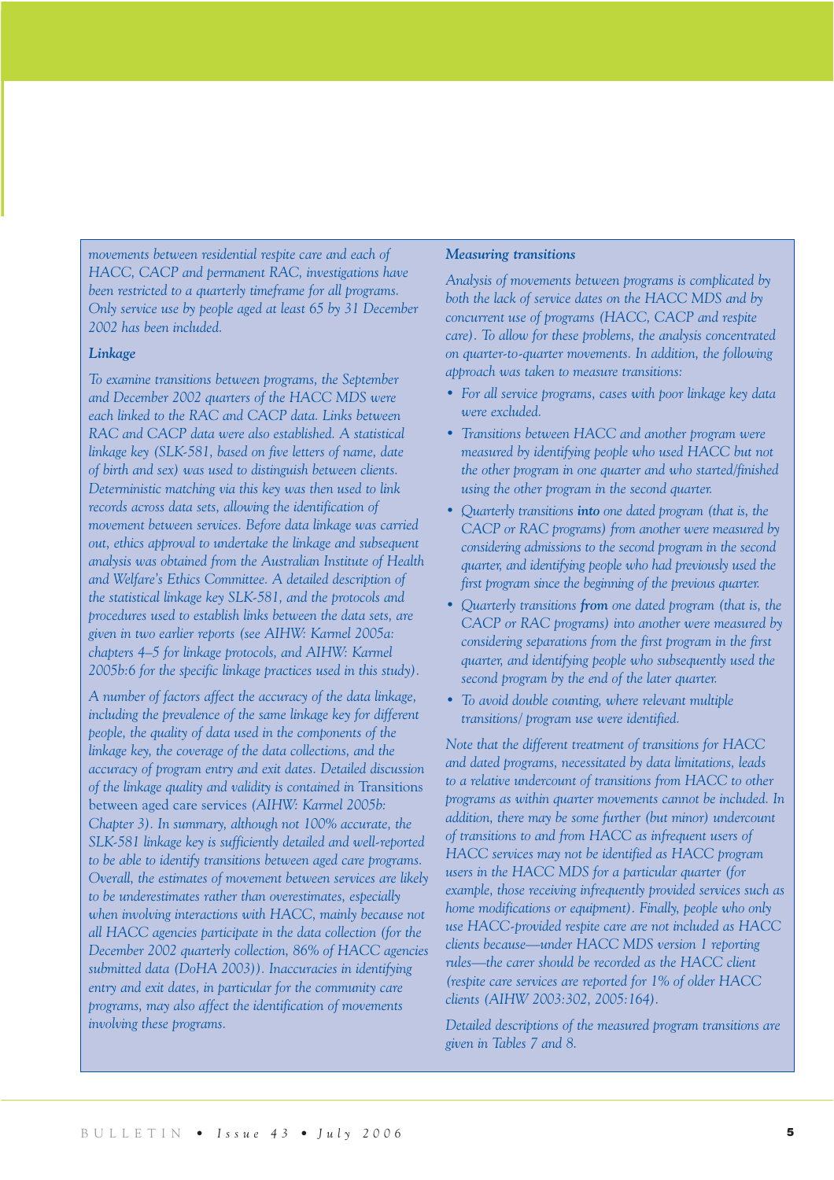*movements between residential respite care and each of HACC, CACP and permanent RAC, investigations have been restricted to a quarterly timeframe for all programs. Only service use by people aged at least 65 by 31 December 2002 has been included.*

### Linkage

*To examine transitions between programs, the September and December 2002 quarters of the HACC MDS were each linked to the RAC and CACP data. Links between RAC and CACP data were also established. A statistical linkage key (SLK-581, based on five letters of name, date of birth and sex) was used to distinguish between clients. Deterministic matching via this key was then used to link records across data sets, allowing the identification of movement between services. Before data linkage was carried out, ethics approval to undertake the linkage and subsequent analysis was obtained from the Australian Institute of Health and Welfare's Ethics Committee. A detailed description of the statistical linkage key SLK-581, and the protocols and procedures used to establish links between the data sets, are given in two earlier reports (see AIHW: Karmel 2005a: chapters 4–5 for linkage protocols, and AIHW: Karmel 2005b:6 for the specific linkage practices used in this study).*

*A number of factors affect the accuracy of the data linkage, including the prevalence of the same linkage key for different people, the quality of data used in the components of the linkage key, the coverage of the data collections, and the accuracy of program entry and exit dates. Detailed discussion of the linkage quality and validity is contained in* Transitions between aged care services *(AIHW: Karmel 2005b: Chapter 3). In summary, although not 100% accurate, the SLK-581 linkage key is sufficiently detailed and well-reported to be able to identify transitions between aged care programs. Overall, the estimates of movement between services are likely to be underestimates rather than overestimates, especially when involving interactions with HACC, mainly because not all HACC agencies participate in the data collection (for the December 2002 quarterly collection, 86% of HACC agencies submitted data (DoHA 2003)). Inaccuracies in identifying entry and exit dates, in particular for the community care programs, may also affect the identification of movements involving these programs.*

### Measuring transitions

*Analysis of movements between programs is complicated by both the lack of service dates on the HACC MDS and by concurrent use of programs (HACC, CACP and respite care). To allow for these problems, the analysis concentrated on quarter-to-quarter movements. In addition, the following approach was taken to measure transitions:*

- *For all service programs, cases with poor linkage key data were excluded.*
- *Transitions between HACC and another program were measured by identifying people who used HACC but not the other program in one quarter and who started/finished using the other program in the second quarter.*
- *Quarterly transitions* **into** *one dated program (that is, the CACP or RAC programs) from another were measured by considering admissions to the second program in the second quarter, and identifying people who had previously used the first program since the beginning of the previous quarter.*
- *Quarterly transitions* **from** *one dated program (that is, the CACP or RAC programs) into another were measured by considering separations from the first program in the first quarter, and identifying people who subsequently used the second program by the end of the later quarter.*
- *To avoid double counting, where relevant multiple transitions/ program use were identified.*

*Note that the different treatment of transitions for HACC and dated programs, necessitated by data limitations, leads to a relative undercount of transitions from HACC to other programs as within quarter movements cannot be included. In addition, there may be some further (but minor) undercount of transitions to and from HACC as infrequent users of HACC services may not be identified as HACC program users in the HACC MDS for a particular quarter (for example, those receiving infrequently provided services such as home modifications or equipment). Finally, people who only use HACC-provided respite care are not included as HACC clients because—under HACC MDS version 1 reporting rules—the carer should be recorded as the HACC client (respite care services are reported for 1% of older HACC clients (AIHW 2003:302, 2005:164).*

*Detailed descriptions of the measured program transitions are given in Tables 7 and 8.*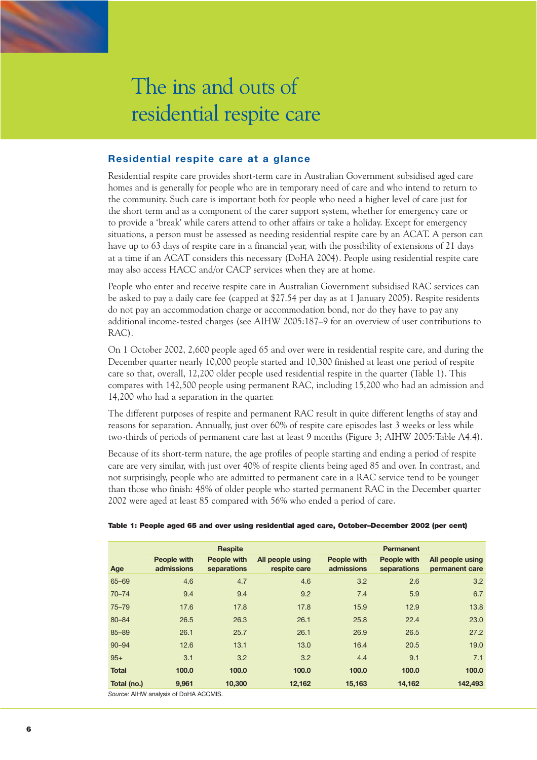# The ins and outs of residential respite care

## Residential respite care at a glance

Residential respite care provides short-term care in Australian Government subsidised aged care homes and is generally for people who are in temporary need of care and who intend to return to the community. Such care is important both for people who need a higher level of care just for the short term and as a component of the carer support system, whether for emergency care or to provide a 'break' while carers attend to other affairs or take a holiday. Except for emergency situations, a person must be assessed as needing residential respite care by an ACAT. A person can have up to 63 days of respite care in a financial year, with the possibility of extensions of 21 days at a time if an ACAT considers this necessary (DoHA 2004). People using residential respite care may also access HACC and/or CACP services when they are at home.

People who enter and receive respite care in Australian Government subsidised RAC services can be asked to pay a daily care fee (capped at $27.54 per day as at 1 January 2005). Respite residents do not pay an accommodation charge or accommodation bond, nor do they have to pay any additional income-tested charges (see AIHW 2005:187–9 for an overview of user contributions to RAC).

On 1 October 2002, 2,600 people aged 65 and over were in residential respite care, and during the December quarter nearly 10,000 people started and 10,300 finished at least one period of respite care so that, overall, 12,200 older people used residential respite in the quarter (Table 1). This compares with 142,500 people using permanent RAC, including 15,200 who had an admission and 14,200 who had a separation in the quarter.

The different purposes of respite and permanent RAC result in quite different lengths of stay and reasons for separation. Annually, just over 60% of respite care episodes last 3 weeks or less while two-thirds of periods of permanent care last at least 9 months (Figure 3; AIHW 2005:Table A4.4).

Because of its short-term nature, the age profiles of people starting and ending a period of respite care are very similar, with just over 40% of respite clients being aged 85 and over. In contrast, and not surprisingly, people who are admitted to permanent care in a RAC service tend to be younger than those who finish: 48% of older people who started permanent RAC in the December quarter 2002 were aged at least 85 compared with 56% who ended a period of care.

**Table 1: People aged 65 and over using residential aged care, October–December 2002 (per cent)**

| | Respite | | | Permanent | | |
|---|---|---|---|---|---|---|
| Age | People with admissions | People with separations | All people using respite care | People with admissions | People with separations | All people using permanent care |
| 65–69 | 4.6 | 4.7 | 4.6 | 3.2 | 2.6 | 3.2 |
| 70–74 | 9.4 | 9.4 | 9.2 | 7.4 | 5.9 | 6.7 |
| 75–79 | 17.6 | 17.8 | 17.8 | 15.9 | 12.9 | 13.8 |
| 80–84 | 26.5 | 26.3 | 26.1 | 25.8 | 22.4 | 23.0 |
| 85–89 | 26.1 | 25.7 | 26.1 | 26.9 | 26.5 | 27.2 |
| 90–94 | 12.6 | 13.1 | 13.0 | 16.4 | 20.5 | 19.0 |
| 95+ | 3.1 | 3.2 | 3.2 | 4.4 | 9.1 | 7.1 |
| **Total** | **100.0** | **100.0** | **100.0** | **100.0** | **100.0** | **100.0** |
| **Total (no.)** | **9,961** | **10,300** | **12,162** | **15,163** | **14,162** | **142,493** |

*Source:* AIHW analysis of DoHA ACCMIS.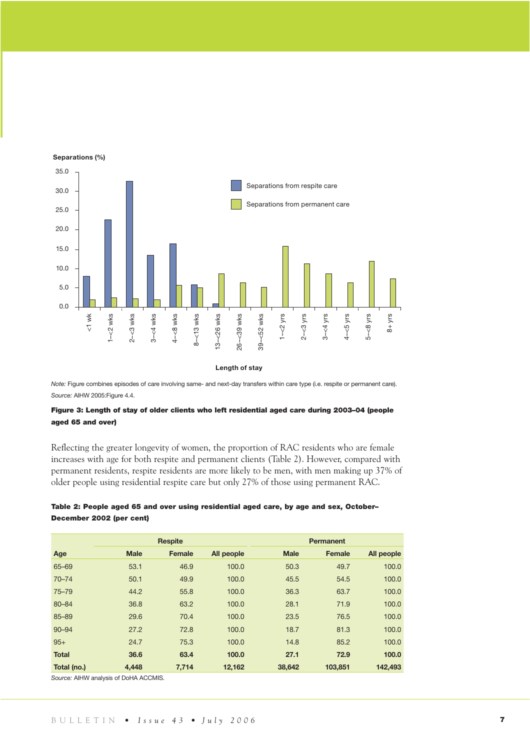Note: Figure combines episodes of care involving same- and next-day transfers within care type (i.e. respite or permanent care).

Source: AIHW 2005:Figure 4.4.

**Figure 3: Length of stay of older clients who left residential aged care during 2003–04 (people aged 65 and over)**

Reflecting the greater longevity of women, the proportion of RAC residents who are female increases with age for both respite and permanent clients (Table 2). However, compared with permanent residents, respite residents are more likely to be men, with men making up 37% of older people using residential respite care but only 27% of those using permanent RAC.

**Table 2: People aged 65 and over using residential aged care, by age and sex, October–December 2002 (per cent)**

| | Respite | | | Permanent | | |
|---|---|---|---|---|---|---|
| Age | Male | Female | All people | Male | Female | All people |
| 65–69 | 53.1 | 46.9 | 100.0 | 50.3 | 49.7 | 100.0 |
| 70–74 | 50.1 | 49.9 | 100.0 | 45.5 | 54.5 | 100.0 |
| 75–79 | 44.2 | 55.8 | 100.0 | 36.3 | 63.7 | 100.0 |
| 80–84 | 36.8 | 63.2 | 100.0 | 28.1 | 71.9 | 100.0 |
| 85–89 | 29.6 | 70.4 | 100.0 | 23.5 | 76.5 | 100.0 |
| 90–94 | 27.2 | 72.8 | 100.0 | 18.7 | 81.3 | 100.0 |
| 95+ | 24.7 | 75.3 | 100.0 | 14.8 | 85.2 | 100.0 |
| **Total** | **36.6** | **63.4** | **100.0** | **27.1** | **72.9** | **100.0** |
| **Total (no.)** | **4,448** | **7,714** | **12,162** | **38,642** | **103,851** | **142,493** |

Source: AIHW analysis of DoHA ACCMIS.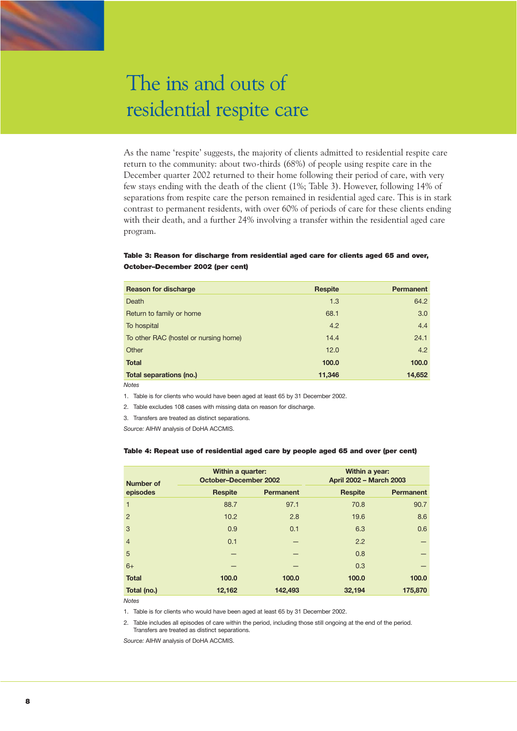# The ins and outs of residential respite care

As the name 'respite' suggests, the majority of clients admitted to residential respite care return to the community: about two-thirds (68%) of people using respite care in the December quarter 2002 returned to their home following their period of care, with very few stays ending with the death of the client (1%; Table 3). However, following 14% of separations from respite care the person remained in residential aged care. This is in stark contrast to permanent residents, with over 60% of periods of care for these clients ending with their death, and a further 24% involving a transfer within the residential aged care program.

**Table 3: Reason for discharge from residential aged care for clients aged 65 and over, October–December 2002 (per cent)**

| Reason for discharge | Respite | Permanent |
|---|---|---|
| Death | 1.3 | 64.2 |
| Return to family or home | 68.1 | 3.0 |
| To hospital | 4.2 | 4.4 |
| To other RAC (hostel or nursing home) | 14.4 | 24.1 |
| Other | 12.0 | 4.2 |
| **Total** | **100.0** | **100.0** |
| **Total separations (no.)** | **11,346** | **14,652** |

*Notes*

1. Table is for clients who would have been aged at least 65 by 31 December 2002.
2. Table excludes 108 cases with missing data on reason for discharge.
3. Transfers are treated as distinct separations.

*Source:* AIHW analysis of DoHA ACCMIS.

**Table 4: Repeat use of residential aged care by people aged 65 and over (per cent)**

| Number of episodes | Within a quarter: October–December 2002 | | Within a year: April 2002 – March 2003 | |
|---|---|---|---|---|
| | Respite | Permanent | Respite | Permanent |
| 1 | 88.7 | 97.1 | 70.8 | 90.7 |
| 2 | 10.2 | 2.8 | 19.6 | 8.6 |
| 3 | 0.9 | 0.1 | 6.3 | 0.6 |
| 4 | 0.1 | — | 2.2 | — |
| 5 | — | — | 0.8 | — |
| 6+ | — | — | 0.3 | — |
| **Total** | **100.0** | **100.0** | **100.0** | **100.0** |
| **Total (no.)** | **12,162** | **142,493** | **32,194** | **175,870** |

*Notes*

1. Table is for clients who would have been aged at least 65 by 31 December 2002.
2. Table includes all episodes of care within the period, including those still ongoing at the end of the period. Transfers are treated as distinct separations.

*Source:* AIHW analysis of DoHA ACCMIS.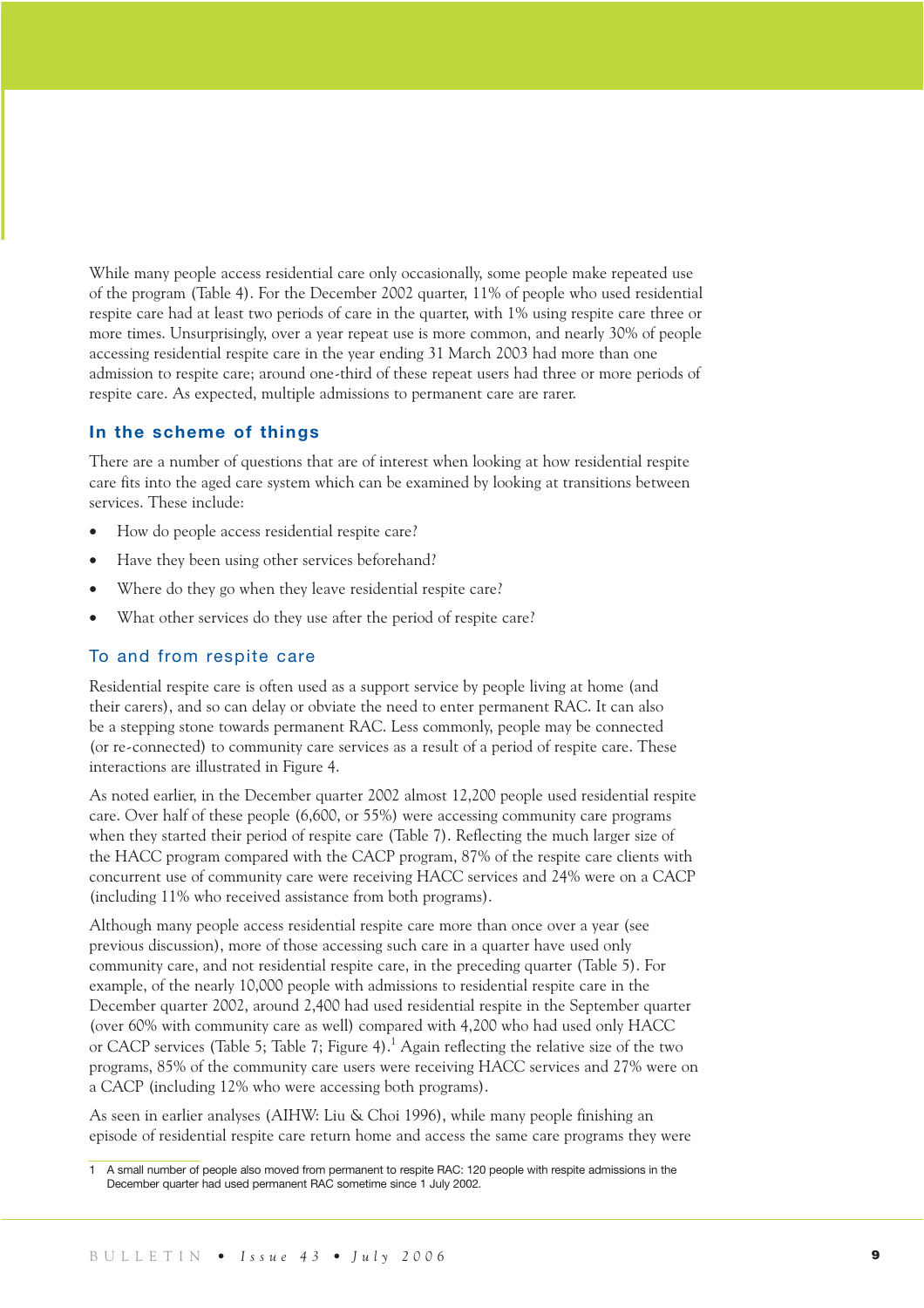While many people access residential care only occasionally, some people make repeated use of the program (Table 4). For the December 2002 quarter, 11% of people who used residential respite care had at least two periods of care in the quarter, with 1% using respite care three or more times. Unsurprisingly, over a year repeat use is more common, and nearly 30% of people accessing residential respite care in the year ending 31 March 2003 had more than one admission to respite care; around one-third of these repeat users had three or more periods of respite care. As expected, multiple admissions to permanent care are rarer.

## In the scheme of things

There are a number of questions that are of interest when looking at how residential respite care fits into the aged care system which can be examined by looking at transitions between services. These include:

- How do people access residential respite care?
- Have they been using other services beforehand?
- Where do they go when they leave residential respite care?
- What other services do they use after the period of respite care?

### To and from respite care

Residential respite care is often used as a support service by people living at home (and their carers), and so can delay or obviate the need to enter permanent RAC. It can also be a stepping stone towards permanent RAC. Less commonly, people may be connected (or re-connected) to community care services as a result of a period of respite care. These interactions are illustrated in Figure 4.

As noted earlier, in the December quarter 2002 almost 12,200 people used residential respite care. Over half of these people (6,600, or 55%) were accessing community care programs when they started their period of respite care (Table 7). Reflecting the much larger size of the HACC program compared with the CACP program, 87% of the respite care clients with concurrent use of community care were receiving HACC services and 24% were on a CACP (including 11% who received assistance from both programs).

Although many people access residential respite care more than once over a year (see previous discussion), more of those accessing such care in a quarter have used only community care, and not residential respite care, in the preceding quarter (Table 5). For example, of the nearly 10,000 people with admissions to residential respite care in the December quarter 2002, around 2,400 had used residential respite in the September quarter (over 60% with community care as well) compared with 4,200 who had used only HACC or CACP services (Table 5; Table 7; Figure 4).[1] Again reflecting the relative size of the two programs, 85% of the community care users were receiving HACC services and 27% were on a CACP (including 12% who were accessing both programs).

As seen in earlier analyses (AIHW: Liu & Choi 1996), while many people finishing an episode of residential respite care return home and access the same care programs they were

1 A small number of people also moved from permanent to respite RAC: 120 people with respite admissions in the December quarter had used permanent RAC sometime since 1 July 2002.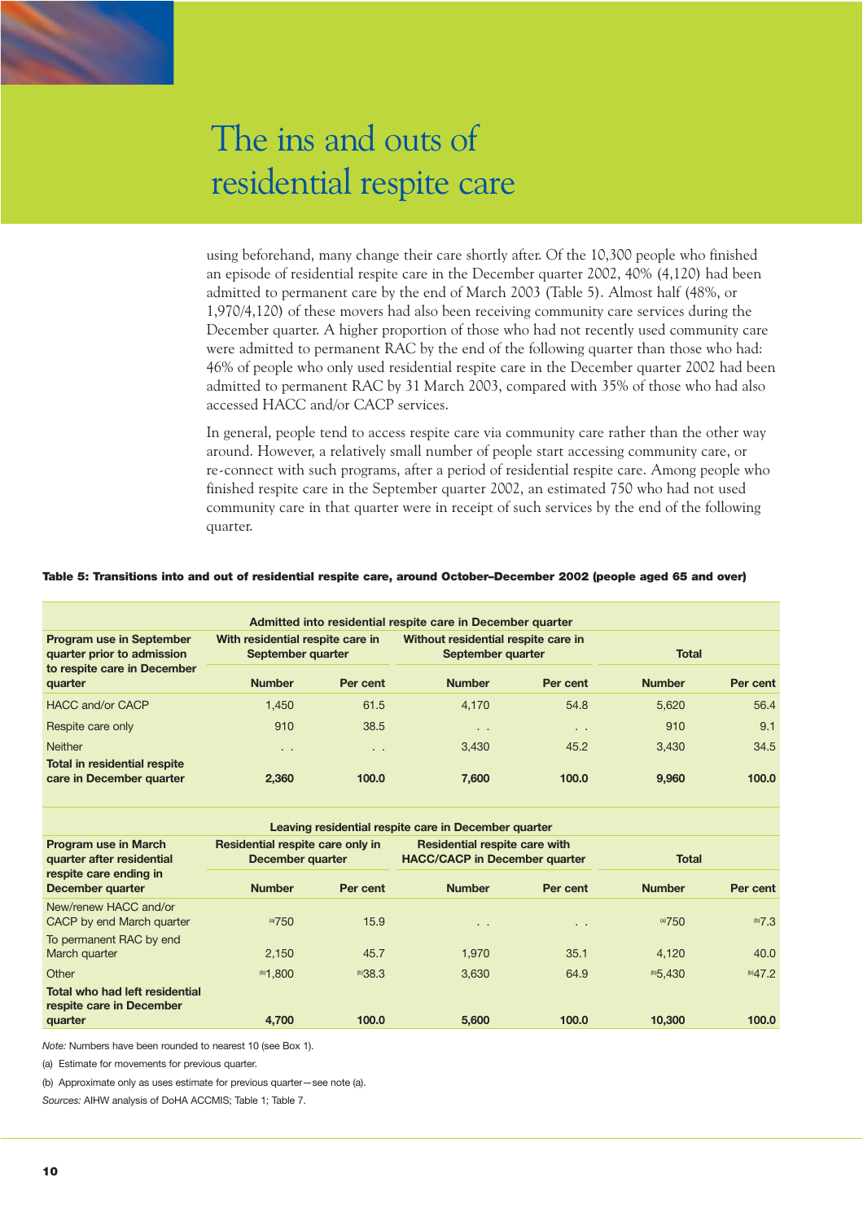# The ins and outs of residential respite care

using beforehand, many change their care shortly after. Of the 10,300 people who finished an episode of residential respite care in the December quarter 2002, 40% (4,120) had been admitted to permanent care by the end of March 2003 (Table 5). Almost half (48%, or 1,970/4,120) of these movers had also been receiving community care services during the December quarter. A higher proportion of those who had not recently used community care were admitted to permanent RAC by the end of the following quarter than those who had: 46% of people who only used residential respite care in the December quarter 2002 had been admitted to permanent RAC by 31 March 2003, compared with 35% of those who had also accessed HACC and/or CACP services.

In general, people tend to access respite care via community care rather than the other way around. However, a relatively small number of people start accessing community care, or re-connect with such programs, after a period of residential respite care. Among people who finished respite care in the September quarter 2002, an estimated 750 who had not used community care in that quarter were in receipt of such services by the end of the following quarter.

**Table 5: Transitions into and out of residential respite care, around October–December 2002 (people aged 65 and over)**

| | Admitted into residential respite care in December quarter | | | | | |
|---|---|---|---|---|---|---|
| Program use in September quarter prior to admission to respite care in December quarter | With residential respite care in September quarter | | Without residential respite care in September quarter | | Total | |
| | Number | Per cent | Number | Per cent | Number | Per cent |
| HACC and/or CACP | 1,450 | 61.5 | 4,170 | 54.8 | 5,620 | 56.4 |
| Respite care only | 910 | 38.5 | . . | . . | 910 | 9.1 |
| Neither | . . | . . | 3,430 | 45.2 | 3,430 | 34.5 |
| **Total in residential respite care in December quarter** | **2,360** | **100.0** | **7,600** | **100.0** | **9,960** | **100.0** |
| | **Leaving residential respite care in December quarter** | | | | | |
| **Program use in March quarter after residential respite care ending in December quarter** | **Residential respite care only in December quarter** | | **Residential respite care with HACC/CACP in December quarter** | | **Total** | |
| | **Number** | **Per cent** | **Number** | **Per cent** | **Number** | **Per cent** |
| New/renew HACC and/or CACP by end March quarter | (a)750 | 15.9 | . . | . . | (a)750 | (b)7.3 |
| To permanent RAC by end March quarter | 2,150 | 45.7 | 1,970 | 35.1 | 4,120 | 40.0 |
| Other | (b)1,800 | (b)38.3 | 3,630 | 64.9 | (b)5,430 | (b)47.2 |
| **Total who had left residential respite care in December quarter** | **4,700** | **100.0** | **5,600** | **100.0** | **10,300** | **100.0** |

*Note:* Numbers have been rounded to nearest 10 (see Box 1).

(a) Estimate for movements for previous quarter.

(b) Approximate only as uses estimate for previous quarter—see note (a).

*Sources:* AIHW analysis of DoHA ACCMIS; Table 1; Table 7.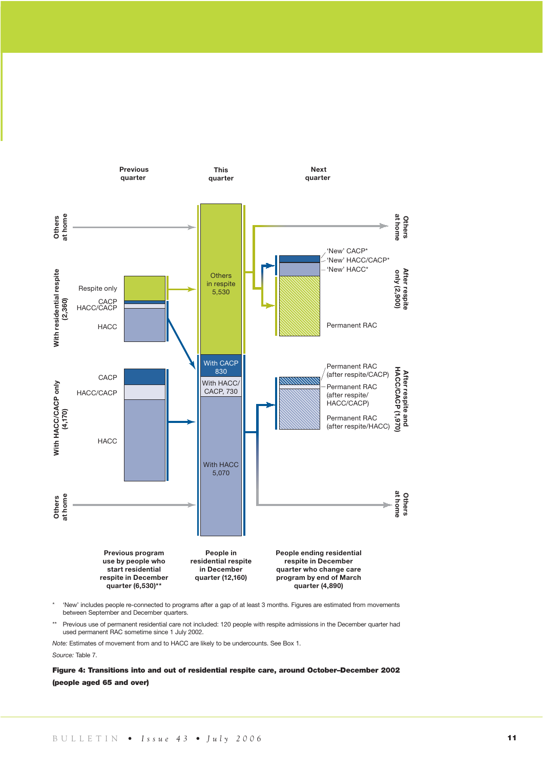Previous quarter

This quarter

Next quarter

Others at home

With residential respite (2,360)

Respite only

CACP

HACC/CACP

HACC

With HACC/CACP only (4,170)

CACP

HACC/CACP

HACC

Others at home

Others in respite 5,530

With CACP 830

With HACC/ CACP, 730

With HACC 5,070

Others at home

'New' CACP*

'New' HACC/CACP*

'New' HACC*

Permanent RAC

After respite only (2,900)

Permanent RAC (after respite/CACP)

Permanent RAC (after respite/ HACC/CACP)

Permanent RAC (after respite/HACC)

After respite and HACC/CACP (1,970)

Others at home

Previous program use by people who start residential respite in December quarter (6,530)**

People in residential respite in December quarter (12,160)

People ending residential respite in December quarter who change care program by end of March quarter (4,890)

\* 'New' includes people re-connected to programs after a gap of at least 3 months. Figures are estimated from movements between September and December quarters.

\*\* Previous use of permanent residential care not included: 120 people with respite admissions in the December quarter had used permanent RAC sometime since 1 July 2002.

*Note:* Estimates of movement from and to HACC are likely to be undercounts. See Box 1.

*Source:* Table 7.

**Figure 4: Transitions into and out of residential respite care, around October–December 2002 (people aged 65 and over)**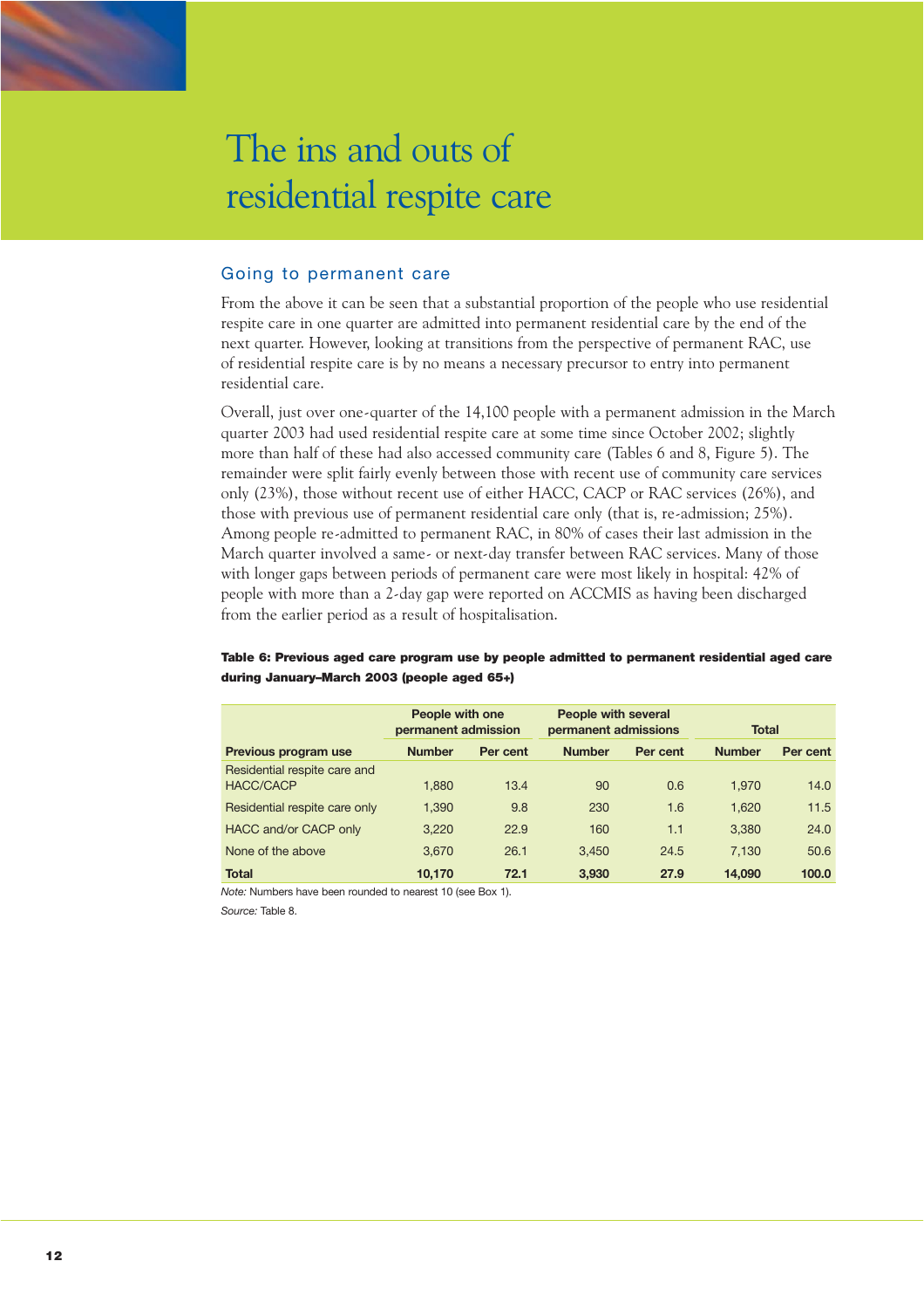# The ins and outs of residential respite care

## Going to permanent care

From the above it can be seen that a substantial proportion of the people who use residential respite care in one quarter are admitted into permanent residential care by the end of the next quarter. However, looking at transitions from the perspective of permanent RAC, use of residential respite care is by no means a necessary precursor to entry into permanent residential care.

Overall, just over one-quarter of the 14,100 people with a permanent admission in the March quarter 2003 had used residential respite care at some time since October 2002; slightly more than half of these had also accessed community care (Tables 6 and 8, Figure 5). The remainder were split fairly evenly between those with recent use of community care services only (23%), those without recent use of either HACC, CACP or RAC services (26%), and those with previous use of permanent residential care only (that is, re-admission; 25%). Among people re-admitted to permanent RAC, in 80% of cases their last admission in the March quarter involved a same- or next-day transfer between RAC services. Many of those with longer gaps between periods of permanent care were most likely in hospital: 42% of people with more than a 2-day gap were reported on ACCMIS as having been discharged from the earlier period as a result of hospitalisation.

**Table 6: Previous aged care program use by people admitted to permanent residential aged care during January–March 2003 (people aged 65+)**

| | People with one permanent admission | | People with several permanent admissions | | Total | |
|---|---|---|---|---|---|---|
| **Previous program use** | **Number** | **Per cent** | **Number** | **Per cent** | **Number** | **Per cent** |
| Residential respite care and HACC/CACP | 1,880 | 13.4 | 90 | 0.6 | 1,970 | 14.0 |
| Residential respite care only | 1,390 | 9.8 | 230 | 1.6 | 1,620 | 11.5 |
| HACC and/or CACP only | 3,220 | 22.9 | 160 | 1.1 | 3,380 | 24.0 |
| None of the above | 3,670 | 26.1 | 3,450 | 24.5 | 7,130 | 50.6 |
| **Total** | **10,170** | **72.1** | **3,930** | **27.9** | **14,090** | **100.0** |

*Note:* Numbers have been rounded to nearest 10 (see Box 1).

*Source:* Table 8.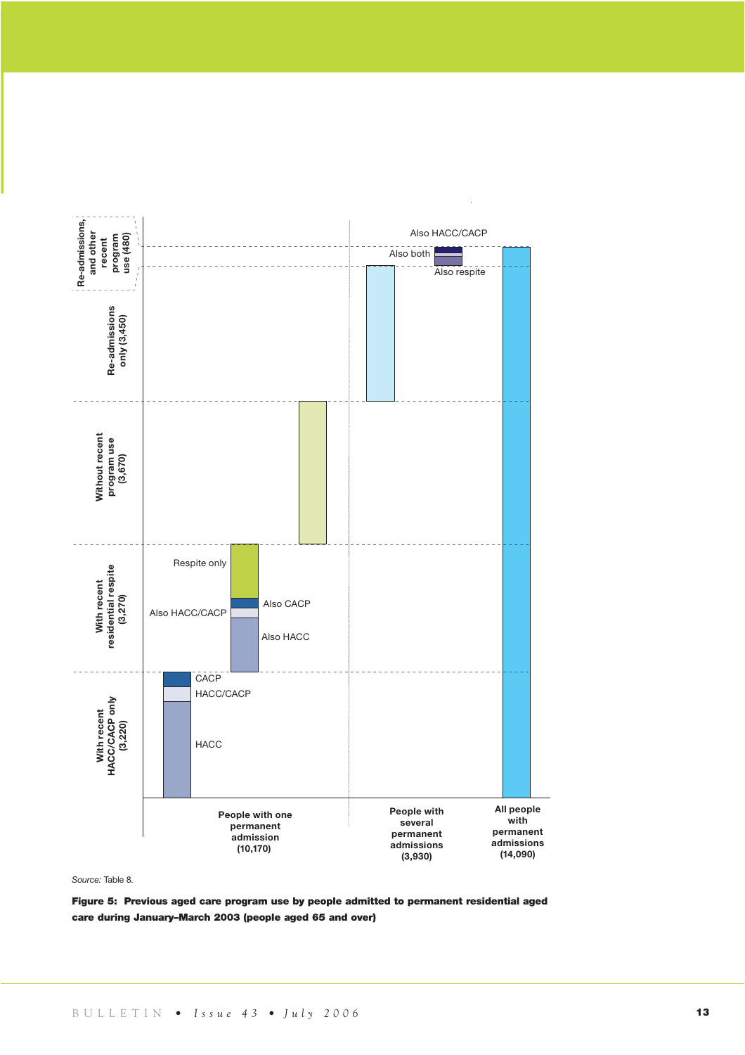Re-admissions, and other recent program use (480)

Re-admissions only (3,450)

Without recent program use (3,670)

With recent residential respite (3,270)

With recent HACC/CACP only (3,220)

Also HACC/CACP

Also both

Also respite

Respite only

Also CACP

Also HACC/CACP

Also HACC

CACP

HACC/CACP

HACC

People with one permanent admission (10,170)

People with several permanent admissions (3,930)

All people with permanent admissions (14,090)

*Source:* Table 8.

**Figure 5: Previous aged care program use by people admitted to permanent residential aged care during January–March 2003 (people aged 65 and over)**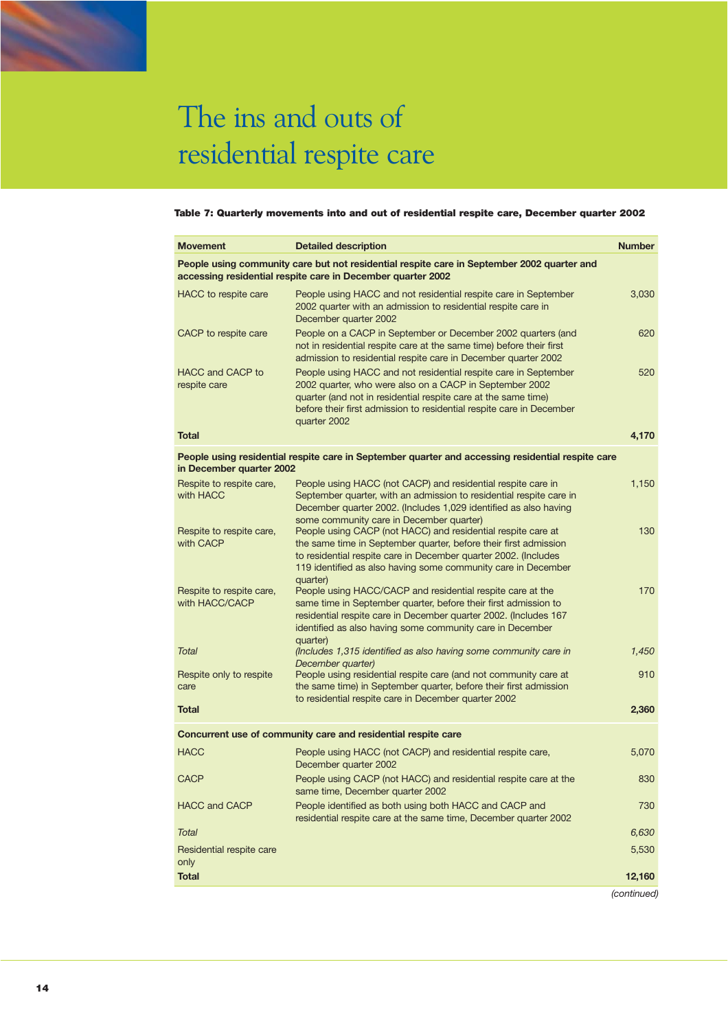# The ins and outs of residential respite care

**Table 7: Quarterly movements into and out of residential respite care, December quarter 2002**

| Movement | Detailed description | Number |
|---|---|---|
| **People using community care but not residential respite care in September 2002 quarter and accessing residential respite care in December quarter 2002** | | |
| HACC to respite care | People using HACC and not residential respite care in September 2002 quarter with an admission to residential respite care in December quarter 2002 | 3,030 |
| CACP to respite care | People on a CACP in September or December 2002 quarters (and not in residential respite care at the same time) before their first admission to residential respite care in December quarter 2002 | 620 |
| HACC and CACP to respite care | People using HACC and not residential respite care in September 2002 quarter, who were also on a CACP in September 2002 quarter (and not in residential respite care at the same time) before their first admission to residential respite care in December quarter 2002 | 520 |
| **Total** | | **4,170** |
| **People using residential respite care in September quarter and accessing residential respite care in December quarter 2002** | | |
| Respite to respite care, with HACC | People using HACC (not CACP) and residential respite care in September quarter, with an admission to residential respite care in December quarter 2002. (Includes 1,029 identified as also having some community care in December quarter) | 1,150 |
| Respite to respite care, with CACP | People using CACP (not HACC) and residential respite care at the same time in September quarter, before their first admission to residential respite care in December quarter 2002. (Includes 119 identified as also having some community care in December quarter) | 130 |
| Respite to respite care, with HACC/CACP | People using HACC/CACP and residential respite care at the same time in September quarter, before their first admission to residential respite care in December quarter 2002. (Includes 167 identified as also having some community care in December quarter) | 170 |
| *Total* | *(Includes 1,315 identified as also having some community care in December quarter)* | *1,450* |
| Respite only to respite care | People using residential respite care (and not community care at the same time) in September quarter, before their first admission to residential respite care in December quarter 2002 | 910 |
| **Total** | | **2,360** |
| **Concurrent use of community care and residential respite care** | | |
| HACC | People using HACC (not CACP) and residential respite care, December quarter 2002 | 5,070 |
| CACP | People using CACP (not HACC) and residential respite care at the same time, December quarter 2002 | 830 |
| HACC and CACP | People identified as both using both HACC and CACP and residential respite care at the same time, December quarter 2002 | 730 |
| *Total* | | *6,630* |
| Residential respite care only | | 5,530 |
| **Total** | | **12,160** |

*(continued)*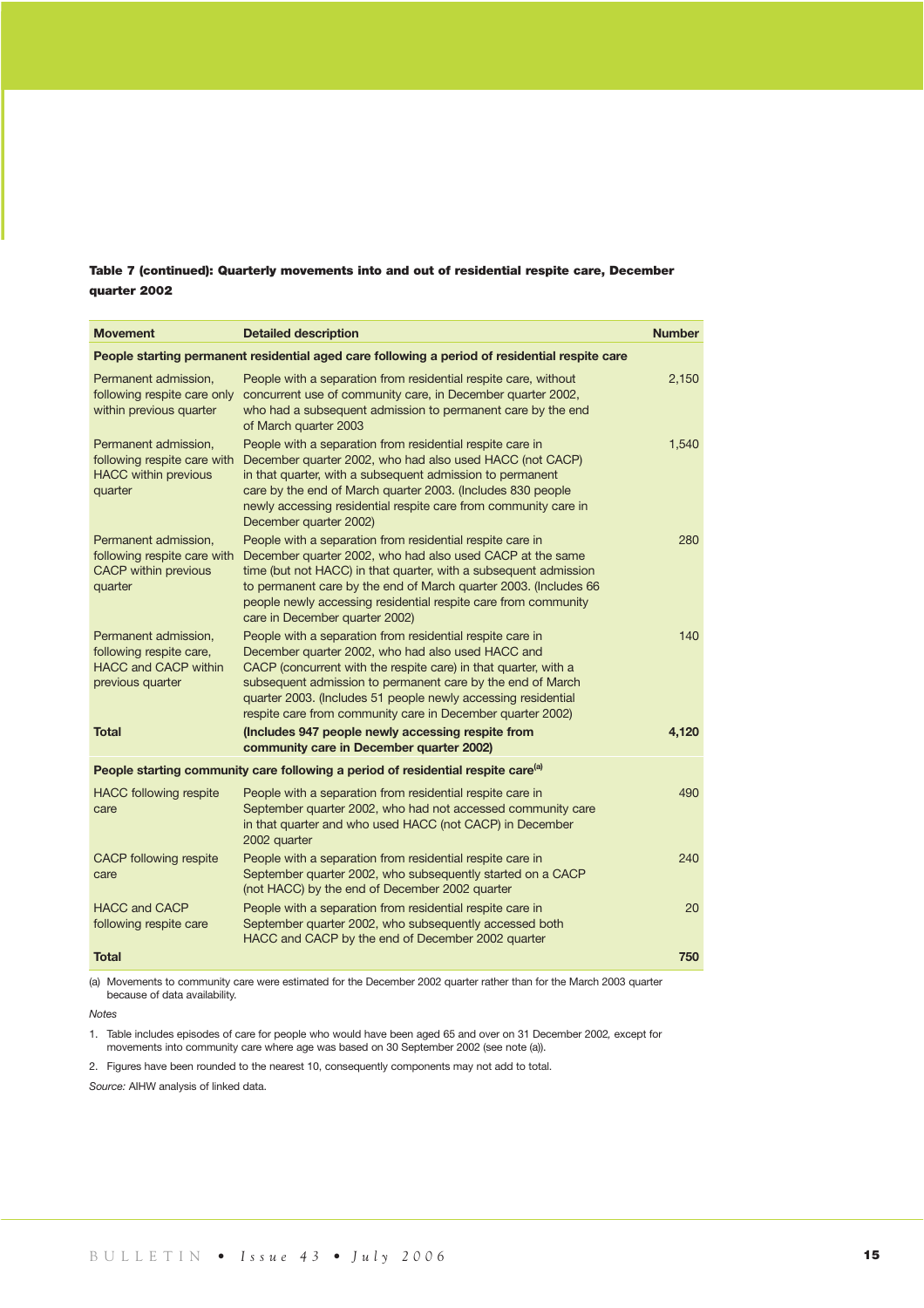**Table 7 (continued): Quarterly movements into and out of residential respite care, December quarter 2002**

| Movement | Detailed description | Number |
|---|---|---|
| **People starting permanent residential aged care following a period of residential respite care** | | |
| Permanent admission, following respite care only within previous quarter | People with a separation from residential respite care, without concurrent use of community care, in December quarter 2002, who had a subsequent admission to permanent care by the end of March quarter 2003 | 2,150 |
| Permanent admission, following respite care with HACC within previous quarter | People with a separation from residential respite care in December quarter 2002, who had also used HACC (not CACP) in that quarter, with a subsequent admission to permanent care by the end of March quarter 2003. (Includes 830 people newly accessing residential respite care from community care in December quarter 2002) | 1,540 |
| Permanent admission, following respite care with CACP within previous quarter | People with a separation from residential respite care in December quarter 2002, who had also used CACP at the same time (but not HACC) in that quarter, with a subsequent admission to permanent care by the end of March quarter 2003. (Includes 66 people newly accessing residential respite care from community care in December quarter 2002) | 280 |
| Permanent admission, following respite care, HACC and CACP within previous quarter | People with a separation from residential respite care in December quarter 2002, who had also used HACC and CACP (concurrent with the respite care) in that quarter, with a subsequent admission to permanent care by the end of March quarter 2003. (Includes 51 people newly accessing residential respite care from community care in December quarter 2002) | 140 |
| **Total** | **(Includes 947 people newly accessing respite from community care in December quarter 2002)** | **4,120** |
| **People starting community care following a period of residential respite care[(a)]** | | |
| HACC following respite care | People with a separation from residential respite care in September quarter 2002, who had not accessed community care in that quarter and who used HACC (not CACP) in December 2002 quarter | 490 |
| CACP following respite care | People with a separation from residential respite care in September quarter 2002, who subsequently started on a CACP (not HACC) by the end of December 2002 quarter | 240 |
| HACC and CACP following respite care | People with a separation from residential respite care in September quarter 2002, who subsequently accessed both HACC and CACP by the end of December 2002 quarter | 20 |
| **Total** | | **750** |

(a) Movements to community care were estimated for the December 2002 quarter rather than for the March 2003 quarter because of data availability.

*Notes*

1. Table includes episodes of care for people who would have been aged 65 and over on 31 December 2002, except for movements into community care where age was based on 30 September 2002 (see note (a)).
2. Figures have been rounded to the nearest 10, consequently components may not add to total.

*Source:* AIHW analysis of linked data.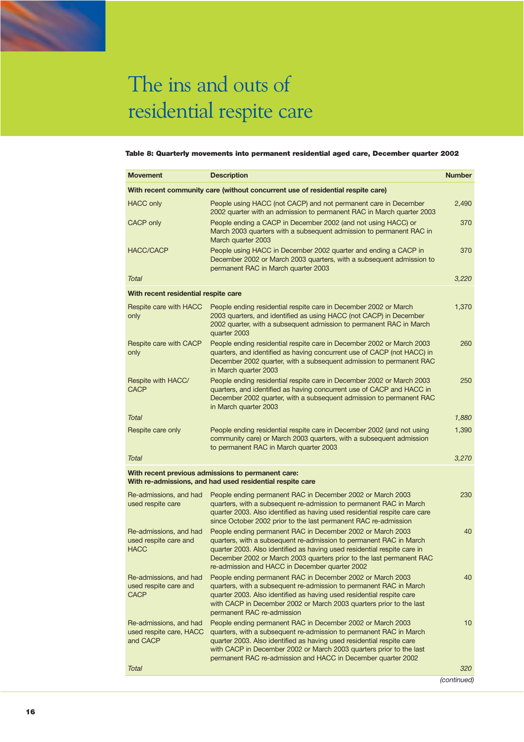# The ins and outs of residential respite care

**Table 8: Quarterly movements into permanent residential aged care, December quarter 2002**

| Movement | Description | Number |
|---|---|---|
| **With recent community care (without concurrent use of residential respite care)** | | |
| HACC only | People using HACC (not CACP) and not permanent care in December 2002 quarter with an admission to permanent RAC in March quarter 2003 | 2,490 |
| CACP only | People ending a CACP in December 2002 (and not using HACC) or March 2003 quarters with a subsequent admission to permanent RAC in March quarter 2003 | 370 |
| HACC/CACP | People using HACC in December 2002 quarter and ending a CACP in December 2002 or March 2003 quarters, with a subsequent admission to permanent RAC in March quarter 2003 | 370 |
| *Total* | | *3,220* |
| **With recent residential respite care** | | |
| Respite care with HACC only | People ending residential respite care in December 2002 or March 2003 quarters, and identified as using HACC (not CACP) in December 2002 quarter, with a subsequent admission to permanent RAC in March quarter 2003 | 1,370 |
| Respite care with CACP only | People ending residential respite care in December 2002 or March 2003 quarters, and identified as having concurrent use of CACP (not HACC) in December 2002 quarter, with a subsequent admission to permanent RAC in March quarter 2003 | 260 |
| Respite with HACC/ CACP | People ending residential respite care in December 2002 or March 2003 quarters, and identified as having concurrent use of CACP and HACC in December 2002 quarter, with a subsequent admission to permanent RAC in March quarter 2003 | 250 |
| *Total* | | *1,880* |
| Respite care only | People ending residential respite care in December 2002 (and not using community care) or March 2003 quarters, with a subsequent admission to permanent RAC in March quarter 2003 | 1,390 |
| *Total* | | *3,270* |
| **With recent previous admissions to permanent care: With re-admissions, and had used residential respite care** | | |
| Re-admissions, and had used respite care | People ending permanent RAC in December 2002 or March 2003 quarters, with a subsequent re-admission to permanent RAC in March quarter 2003. Also identified as having used residential respite care care since October 2002 prior to the last permanent RAC re-admission | 230 |
| Re-admissions, and had used respite care and HACC | People ending permanent RAC in December 2002 or March 2003 quarters, with a subsequent re-admission to permanent RAC in March quarter 2003. Also identified as having used residential respite care in December 2002 or March 2003 quarters prior to the last permanent RAC re-admission and HACC in December quarter 2002 | 40 |
| Re-admissions, and had used respite care and CACP | People ending permanent RAC in December 2002 or March 2003 quarters, with a subsequent re-admission to permanent RAC in March quarter 2003. Also identified as having used residential respite care with CACP in December 2002 or March 2003 quarters prior to the last permanent RAC re-admission | 40 |
| Re-admissions, and had used respite care, HACC and CACP | People ending permanent RAC in December 2002 or March 2003 quarters, with a subsequent re-admission to permanent RAC in March quarter 2003. Also identified as having used residential respite care with CACP in December 2002 or March 2003 quarters prior to the last permanent RAC re-admission and HACC in December quarter 2002 | 10 |
| *Total* | | *320* |

*(continued)*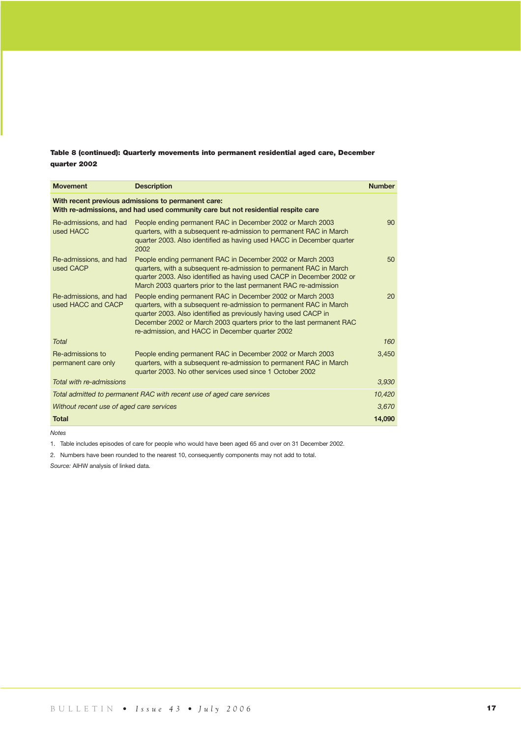**Table 8 (continued): Quarterly movements into permanent residential aged care, December quarter 2002**

| Movement | Description | Number |
|---|---|---|
| **With recent previous admissions to permanent care: With re-admissions, and had used community care but not residential respite care** | | |
| Re-admissions, and had used HACC | People ending permanent RAC in December 2002 or March 2003 quarters, with a subsequent re-admission to permanent RAC in March quarter 2003. Also identified as having used HACC in December quarter 2002 | 90 |
| Re-admissions, and had used CACP | People ending permanent RAC in December 2002 or March 2003 quarters, with a subsequent re-admission to permanent RAC in March quarter 2003. Also identified as having used CACP in December 2002 or March 2003 quarters prior to the last permanent RAC re-admission | 50 |
| Re-admissions, and had used HACC and CACP | People ending permanent RAC in December 2002 or March 2003 quarters, with a subsequent re-admission to permanent RAC in March quarter 2003. Also identified as previously having used CACP in December 2002 or March 2003 quarters prior to the last permanent RAC re-admission, and HACC in December quarter 2002 | 20 |
| *Total* | | *160* |
| Re-admissions to permanent care only | People ending permanent RAC in December 2002 or March 2003 quarters, with a subsequent re-admission to permanent RAC in March quarter 2003. No other services used since 1 October 2002 | 3,450 |
| *Total with re-admissions* | | *3,930* |
| *Total admitted to permanent RAC with recent use of aged care services* | | *10,420* |
| *Without recent use of aged care services* | | *3,670* |
| **Total** | | **14,090** |

*Notes*

1. Table includes episodes of care for people who would have been aged 65 and over on 31 December 2002.
2. Numbers have been rounded to the nearest 10, consequently components may not add to total.

*Source:* AIHW analysis of linked data.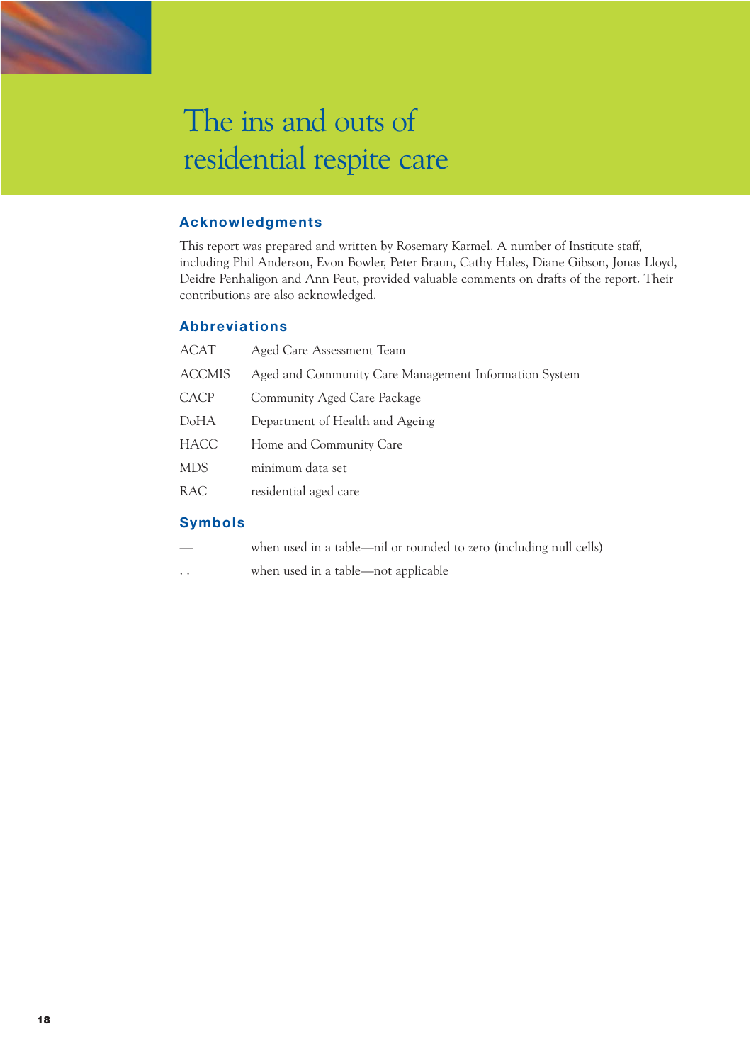# The ins and outs of residential respite care

## Acknowledgments

This report was prepared and written by Rosemary Karmel. A number of Institute staff, including Phil Anderson, Evon Bowler, Peter Braun, Cathy Hales, Diane Gibson, Jonas Lloyd, Deidre Penhaligon and Ann Peut, provided valuable comments on drafts of the report. Their contributions are also acknowledged.

## Abbreviations

| | |
|---|---|
| ACAT | Aged Care Assessment Team |
| ACCMIS | Aged and Community Care Management Information System |
| CACP | Community Aged Care Package |
| DoHA | Department of Health and Ageing |
| HACC | Home and Community Care |
| MDS | minimum data set |
| RAC | residential aged care |

## Symbols

| | |
|---|---|
| — | when used in a table—nil or rounded to zero (including null cells) |
| . . | when used in a table—not applicable |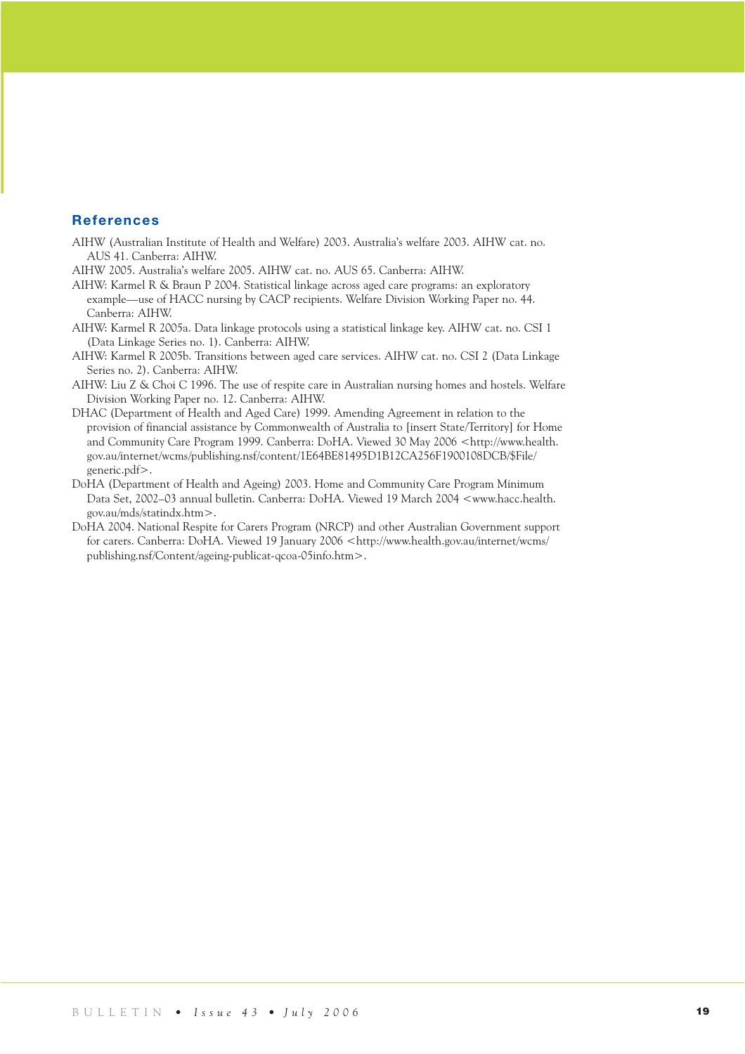## References

AIHW (Australian Institute of Health and Welfare) 2003. Australia's welfare 2003. AIHW cat. no. AUS 41. Canberra: AIHW.

AIHW 2005. Australia's welfare 2005. AIHW cat. no. AUS 65. Canberra: AIHW.

AIHW: Karmel R & Braun P 2004. Statistical linkage across aged care programs: an exploratory example—use of HACC nursing by CACP recipients. Welfare Division Working Paper no. 44. Canberra: AIHW.

AIHW: Karmel R 2005a. Data linkage protocols using a statistical linkage key. AIHW cat. no. CSI 1 (Data Linkage Series no. 1). Canberra: AIHW.

AIHW: Karmel R 2005b. Transitions between aged care services. AIHW cat. no. CSI 2 (Data Linkage Series no. 2). Canberra: AIHW.

AIHW: Liu Z & Choi C 1996. The use of respite care in Australian nursing homes and hostels. Welfare Division Working Paper no. 12. Canberra: AIHW.

DHAC (Department of Health and Aged Care) 1999. Amending Agreement in relation to the provision of financial assistance by Commonwealth of Australia to [insert State/Territory] for Home and Community Care Program 1999. Canberra: DoHA. Viewed 30 May 2006 <http://www.health.gov.au/internet/wcms/publishing.nsf/content/1E64BE81495D1B12CA256F1900108DCB/$File/generic.pdf>.

DoHA (Department of Health and Ageing) 2003. Home and Community Care Program Minimum Data Set, 2002–03 annual bulletin. Canberra: DoHA. Viewed 19 March 2004 <www.hacc.health.gov.au/mds/statindx.htm>.

DoHA 2004. National Respite for Carers Program (NRCP) and other Australian Government support for carers. Canberra: DoHA. Viewed 19 January 2006 <http://www.health.gov.au/internet/wcms/publishing.nsf/Content/ageing-publicat-qcoa-05info.htm>.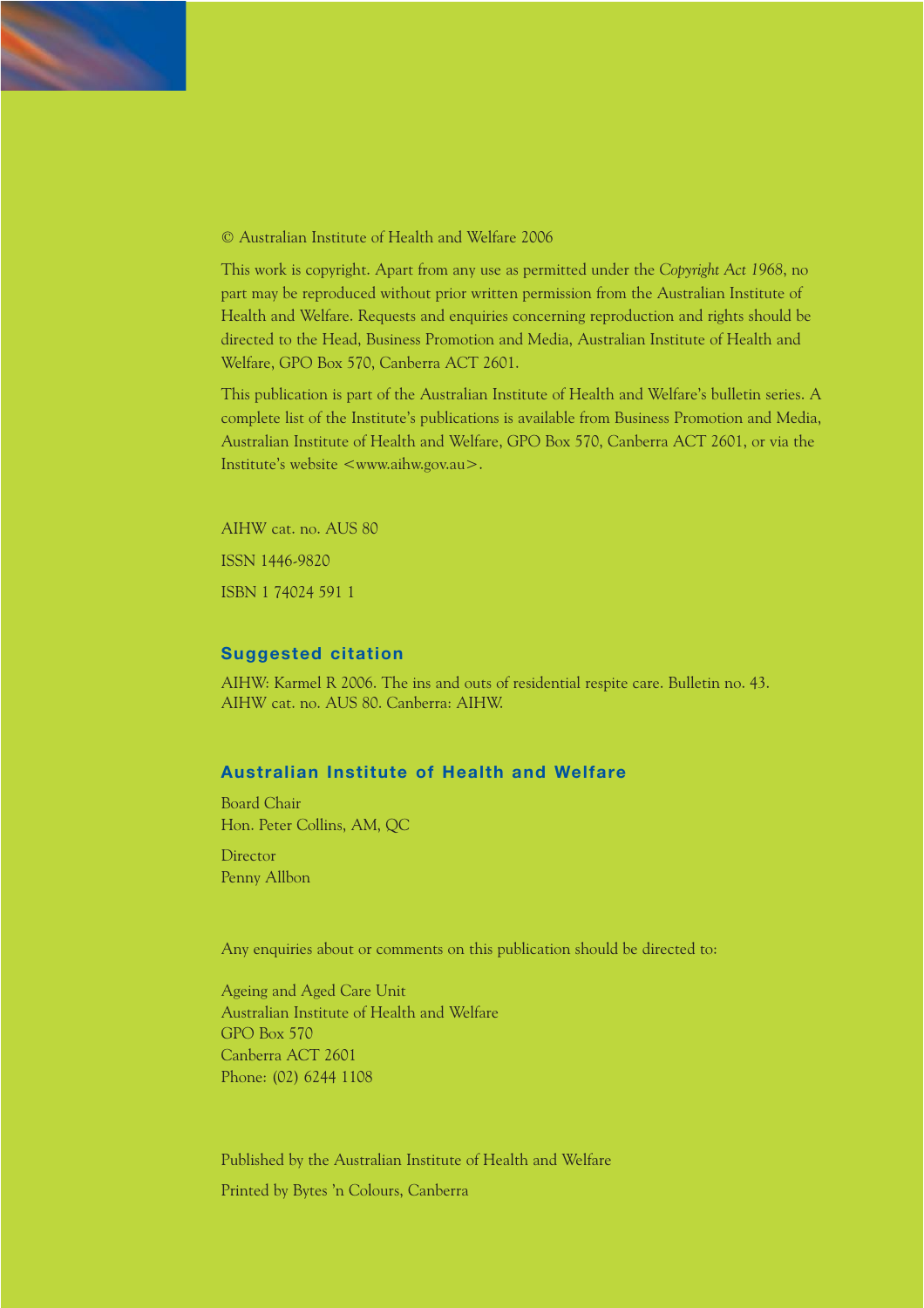© Australian Institute of Health and Welfare 2006

This work is copyright. Apart from any use as permitted under the *Copyright Act 1968*, no part may be reproduced without prior written permission from the Australian Institute of Health and Welfare. Requests and enquiries concerning reproduction and rights should be directed to the Head, Business Promotion and Media, Australian Institute of Health and Welfare, GPO Box 570, Canberra ACT 2601.

This publication is part of the Australian Institute of Health and Welfare's bulletin series. A complete list of the Institute's publications is available from Business Promotion and Media, Australian Institute of Health and Welfare, GPO Box 570, Canberra ACT 2601, or via the Institute's website <www.aihw.gov.au>.

AIHW cat. no. AUS 80

ISSN 1446-9820

ISBN 1 74024 591 1

## Suggested citation

AIHW: Karmel R 2006. The ins and outs of residential respite care. Bulletin no. 43. AIHW cat. no. AUS 80. Canberra: AIHW.

## Australian Institute of Health and Welfare

Board Chair
Hon. Peter Collins, AM, QC

Director
Penny Allbon

Any enquiries about or comments on this publication should be directed to:

Ageing and Aged Care Unit
Australian Institute of Health and Welfare
GPO Box 570
Canberra ACT 2601
Phone: (02) 6244 1108

Published by the Australian Institute of Health and Welfare

Printed by Bytes 'n Colours, Canberra